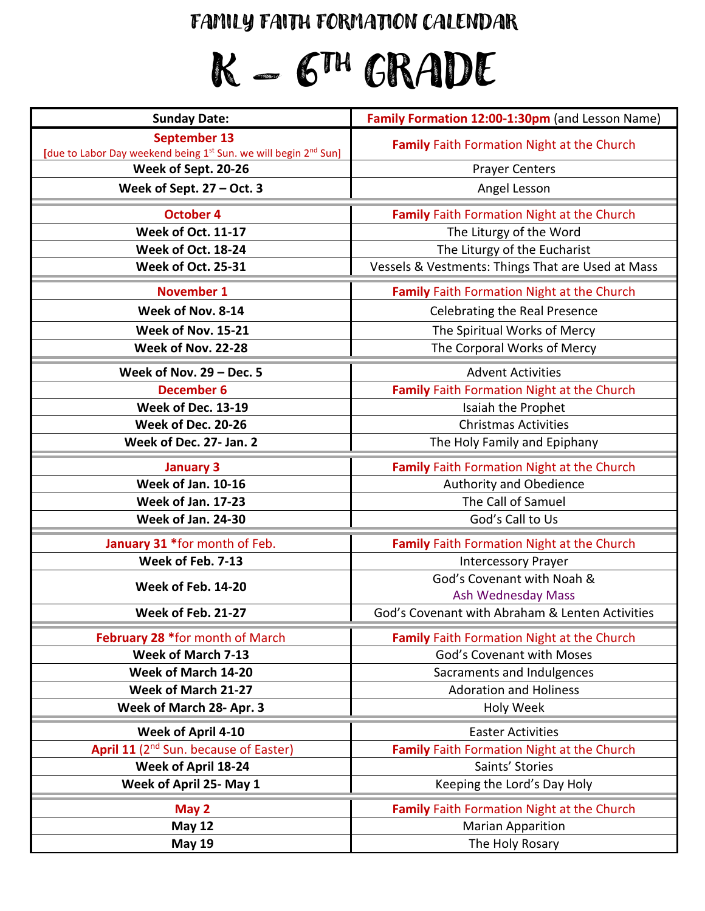# FAMILY FAITH FORMATION CALENDAR

# K – 6TH GRADE

| Sunday Date: | **Family Formation 12:00-1:30pm** (and Lesson Name) |
|---|---|
| **September 13** [due to Labor Day weekend being 1st Sun. we will begin 2nd Sun] | **Family** Faith Formation Night at the Church |
| **Week of Sept. 20-26** | Prayer Centers |
| **Week of Sept. 27 – Oct. 3** | Angel Lesson |
| **October 4** | **Family** Faith Formation Night at the Church |
| **Week of Oct. 11-17** | The Liturgy of the Word |
| **Week of Oct. 18-24** | The Liturgy of the Eucharist |
| **Week of Oct. 25-31** | Vessels & Vestments: Things That are Used at Mass |
| **November 1** | **Family** Faith Formation Night at the Church |
| **Week of Nov. 8-14** | Celebrating the Real Presence |
| **Week of Nov. 15-21** | The Spiritual Works of Mercy |
| **Week of Nov. 22-28** | The Corporal Works of Mercy |
| **Week of Nov. 29 – Dec. 5** | Advent Activities |
| **December 6** | **Family** Faith Formation Night at the Church |
| **Week of Dec. 13-19** | Isaiah the Prophet |
| **Week of Dec. 20-26** | Christmas Activities |
| **Week of Dec. 27- Jan. 2** | The Holy Family and Epiphany |
| **January 3** | **Family** Faith Formation Night at the Church |
| **Week of Jan. 10-16** | Authority and Obedience |
| **Week of Jan. 17-23** | The Call of Samuel |
| **Week of Jan. 24-30** | God's Call to Us |
| **January 31** *for month of Feb. | **Family** Faith Formation Night at the Church |
| **Week of Feb. 7-13** | Intercessory Prayer |
| **Week of Feb. 14-20** | God's Covenant with Noah & Ash Wednesday Mass |
| **Week of Feb. 21-27** | God's Covenant with Abraham & Lenten Activities |
| **February 28** *for month of March | **Family** Faith Formation Night at the Church |
| **Week of March 7-13** | God's Covenant with Moses |
| **Week of March 14-20** | Sacraments and Indulgences |
| **Week of March 21-27** | Adoration and Holiness |
| **Week of March 28- Apr. 3** | Holy Week |
| **Week of April 4-10** | Easter Activities |
| **April 11** (2nd Sun. because of Easter) | **Family** Faith Formation Night at the Church |
| **Week of April 18-24** | Saints' Stories |
| **Week of April 25- May 1** | Keeping the Lord's Day Holy |
| **May 2** | **Family** Faith Formation Night at the Church |
| **May 12** | Marian Apparition |
| **May 19** | The Holy Rosary |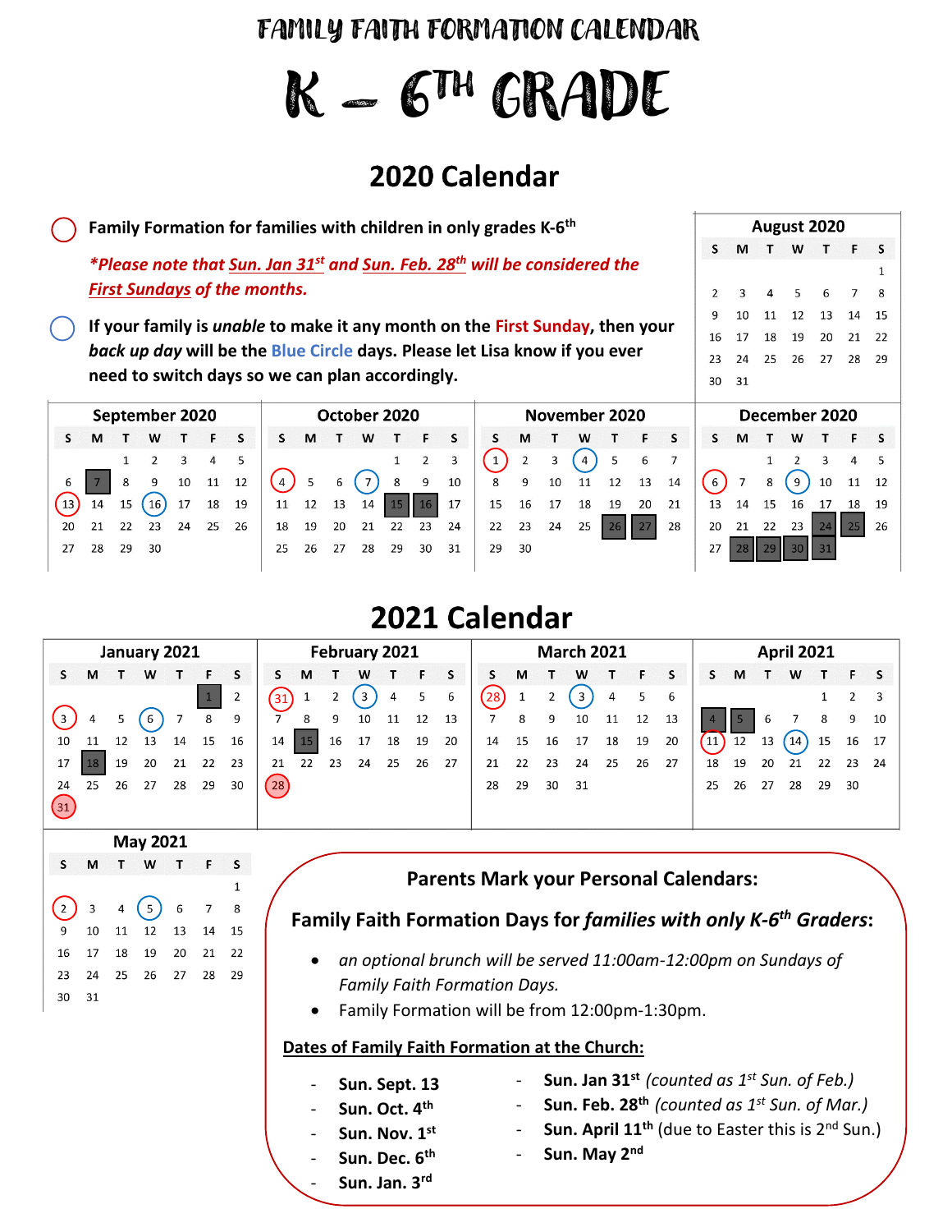# FAMILY FAITH FORMATION CALENDAR

# K – 6TH GRADE

## 2020 Calendar

Family Formation for families with children in only grades K-6th

****Please note that Sun. Jan 31st and Sun. Feb. 28th will be considered the First Sundays of the months.***

If your family is *unable* to make it any month on the First Sunday, then your *back up day* will be the Blue Circle days. Please let Lisa know if you ever need to switch days so we can plan accordingly.

**August 2020**

| S | M | T | W | T | F | S |
|---|---|---|---|---|---|---|
| | | | | | | 1 |
| 2 | 3 | 4 | 5 | 6 | 7 | 8 |
| 9 | 10 | 11 | 12 | 13 | 14 | 15 |
| 16 | 17 | 18 | 19 | 20 | 21 | 22 |
| 23 | 24 | 25 | 26 | 27 | 28 | 29 |
| 30 | 31 | | | | | |

**September 2020**

| S | M | T | W | T | F | S |
|---|---|---|---|---|---|---|
| | | 1 | 2 | 3 | 4 | 5 |
| 6 | 7 | 8 | 9 | 10 | 11 | 12 |
| 13 | 14 | 15 | 16 | 17 | 18 | 19 |
| 20 | 21 | 22 | 23 | 24 | 25 | 26 |
| 27 | 28 | 29 | 30 | | | |

**October 2020**

| S | M | T | W | T | F | S |
|---|---|---|---|---|---|---|
| | | | | 1 | 2 | 3 |
| 4 | 5 | 6 | 7 | 8 | 9 | 10 |
| 11 | 12 | 13 | 14 | 15 | 16 | 17 |
| 18 | 19 | 20 | 21 | 22 | 23 | 24 |
| 25 | 26 | 27 | 28 | 29 | 30 | 31 |

**November 2020**

| S | M | T | W | T | F | S |
|---|---|---|---|---|---|---|
| 1 | 2 | 3 | 4 | 5 | 6 | 7 |
| 8 | 9 | 10 | 11 | 12 | 13 | 14 |
| 15 | 16 | 17 | 18 | 19 | 20 | 21 |
| 22 | 23 | 24 | 25 | 26 | 27 | 28 |
| 29 | 30 | | | | | |

**December 2020**

| S | M | T | W | T | F | S |
|---|---|---|---|---|---|---|
| | | 1 | 2 | 3 | 4 | 5 |
| 6 | 7 | 8 | 9 | 10 | 11 | 12 |
| 13 | 14 | 15 | 16 | 17 | 18 | 19 |
| 20 | 21 | 22 | 23 | 24 | 25 | 26 |
| 27 | 28 | 29 | 30 | 31 | | |

## 2021 Calendar

**January 2021**

| S | M | T | W | T | F | S |
|---|---|---|---|---|---|---|
| | | | | | 1 | 2 |
| 3 | 4 | 5 | 6 | 7 | 8 | 9 |
| 10 | 11 | 12 | 13 | 14 | 15 | 16 |
| 17 | 18 | 19 | 20 | 21 | 22 | 23 |
| 24 | 25 | 26 | 27 | 28 | 29 | 30 |
| 31 | | | | | | |

**February 2021**

| S | M | T | W | T | F | S |
|---|---|---|---|---|---|---|
| 31 | 1 | 2 | 3 | 4 | 5 | 6 |
| 7 | 8 | 9 | 10 | 11 | 12 | 13 |
| 14 | 15 | 16 | 17 | 18 | 19 | 20 |
| 21 | 22 | 23 | 24 | 25 | 26 | 27 |
| 28 | | | | | | |

**March 2021**

| S | M | T | W | T | F | S |
|---|---|---|---|---|---|---|
| 28 | 1 | 2 | 3 | 4 | 5 | 6 |
| 7 | 8 | 9 | 10 | 11 | 12 | 13 |
| 14 | 15 | 16 | 17 | 18 | 19 | 20 |
| 21 | 22 | 23 | 24 | 25 | 26 | 27 |
| 28 | 29 | 30 | 31 | | | |

**April 2021**

| S | M | T | W | T | F | S |
|---|---|---|---|---|---|---|
| | | | | 1 | 2 | 3 |
| 4 | 5 | 6 | 7 | 8 | 9 | 10 |
| 11 | 12 | 13 | 14 | 15 | 16 | 17 |
| 18 | 19 | 20 | 21 | 22 | 23 | 24 |
| 25 | 26 | 27 | 28 | 29 | 30 | |

**May 2021**

| S | M | T | W | T | F | S |
|---|---|---|---|---|---|---|
| | | | | | | 1 |
| 2 | 3 | 4 | 5 | 6 | 7 | 8 |
| 9 | 10 | 11 | 12 | 13 | 14 | 15 |
| 16 | 17 | 18 | 19 | 20 | 21 | 22 |
| 23 | 24 | 25 | 26 | 27 | 28 | 29 |
| 30 | 31 | | | | | |

### Parents Mark your Personal Calendars:

### Family Faith Formation Days for *families with only K-6th Graders*:

- *an optional brunch will be served 11:00am-12:00pm on Sundays of Family Faith Formation Days.*
- Family Formation will be from 12:00pm-1:30pm.

**Dates of Family Faith Formation at the Church:**

- **Sun. Sept. 13**
- **Sun. Oct. 4th**
- **Sun. Nov. 1st**
- **Sun. Dec. 6th**
- **Sun. Jan. 3rd**
- **Sun. Jan 31st** *(counted as 1st Sun. of Feb.)*
- **Sun. Feb. 28th** *(counted as 1st Sun. of Mar.)*
- **Sun. April 11th** (due to Easter this is 2nd Sun.)
- **Sun. May 2nd**